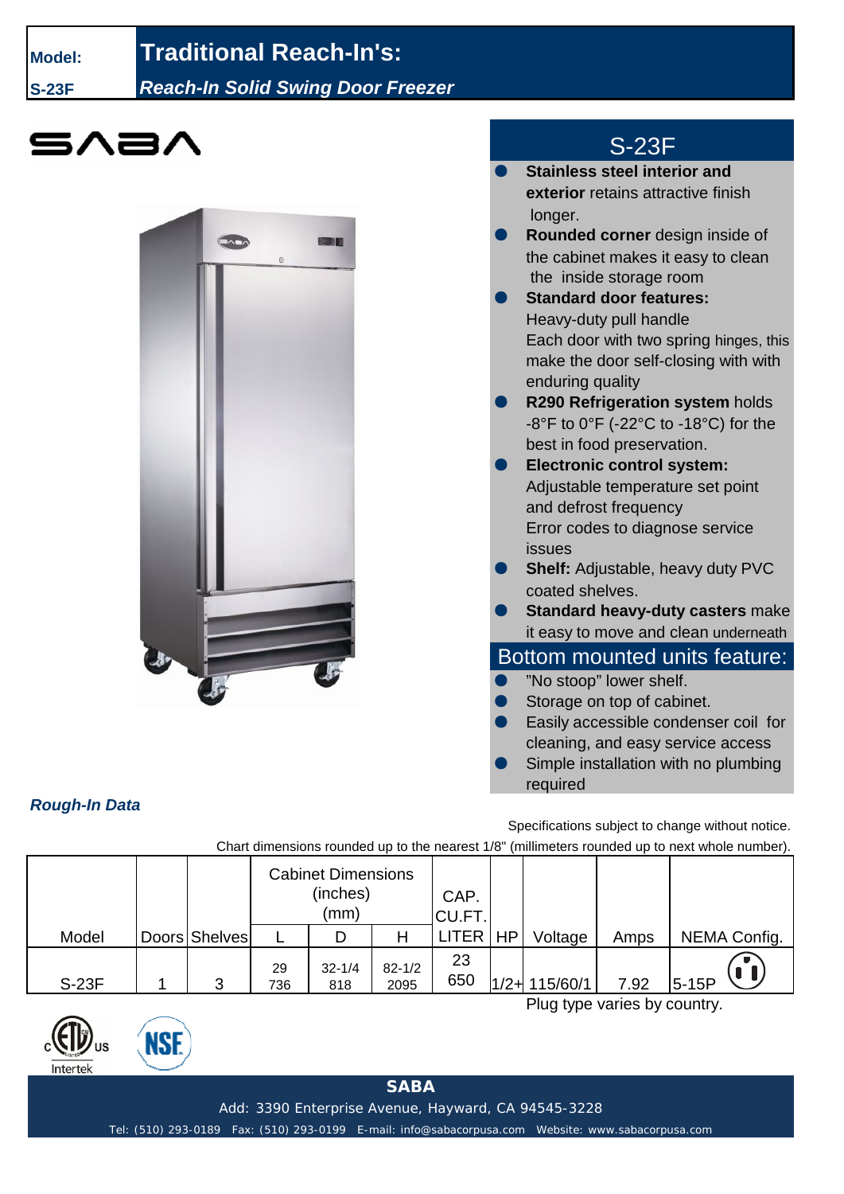**Model:** **S-23F**

# Traditional Reach-In's:

## *Reach-In Solid Swing Door Freezer*

SABA

## S-23F

- **Stainless steel interior and exterior** retains attractive finish longer.
- **Rounded corner** design inside of the cabinet makes it easy to clean the inside storage room
- **Standard door features:** Heavy-duty pull handle Each door with two spring hinges, this make the door self-closing with with enduring quality
- **R290 Refrigeration system** holds -8°F to 0°F (-22°C to -18°C) for the best in food preservation.
- **Electronic control system:** Adjustable temperature set point and defrost frequency Error codes to diagnose service issues
- **Shelf:** Adjustable, heavy duty PVC coated shelves.
- **Standard heavy-duty casters** make it easy to move and clean underneath

## Bottom mounted units feature:

- "No stoop" lower shelf.
- Storage on top of cabinet.
- Easily accessible condenser coil for cleaning, and easy service access
- Simple installation with no plumbing required

### *Rough-In Data*

Specifications subject to change without notice.

Chart dimensions rounded up to the nearest 1/8" (millimeters rounded up to next whole number).

| Model | Doors | Shelves | Cabinet Dimensions (inches) (mm) | | | CAP. CU.FT. | HP | Voltage | Amps | NEMA Config. |
|---|---|---|---|---|---|---|---|---|---|---|
| | | | L | D | H | LITER | | | | |
| S-23F | 1 | 3 | 29 736 | 32-1/4 818 | 82-1/2 2095 | 23 650 | 1/2+ | 115/60/1 | 7.92 | 5-15P |

Plug type varies by country.

Intertek

**SABA**

Add: 3390 Enterprise Avenue, Hayward, CA 94545-3228

Tel: (510) 293-0189 Fax: (510) 293-0199 E-mail: info@sabacorpusa.com Website: www.sabacorpusa.com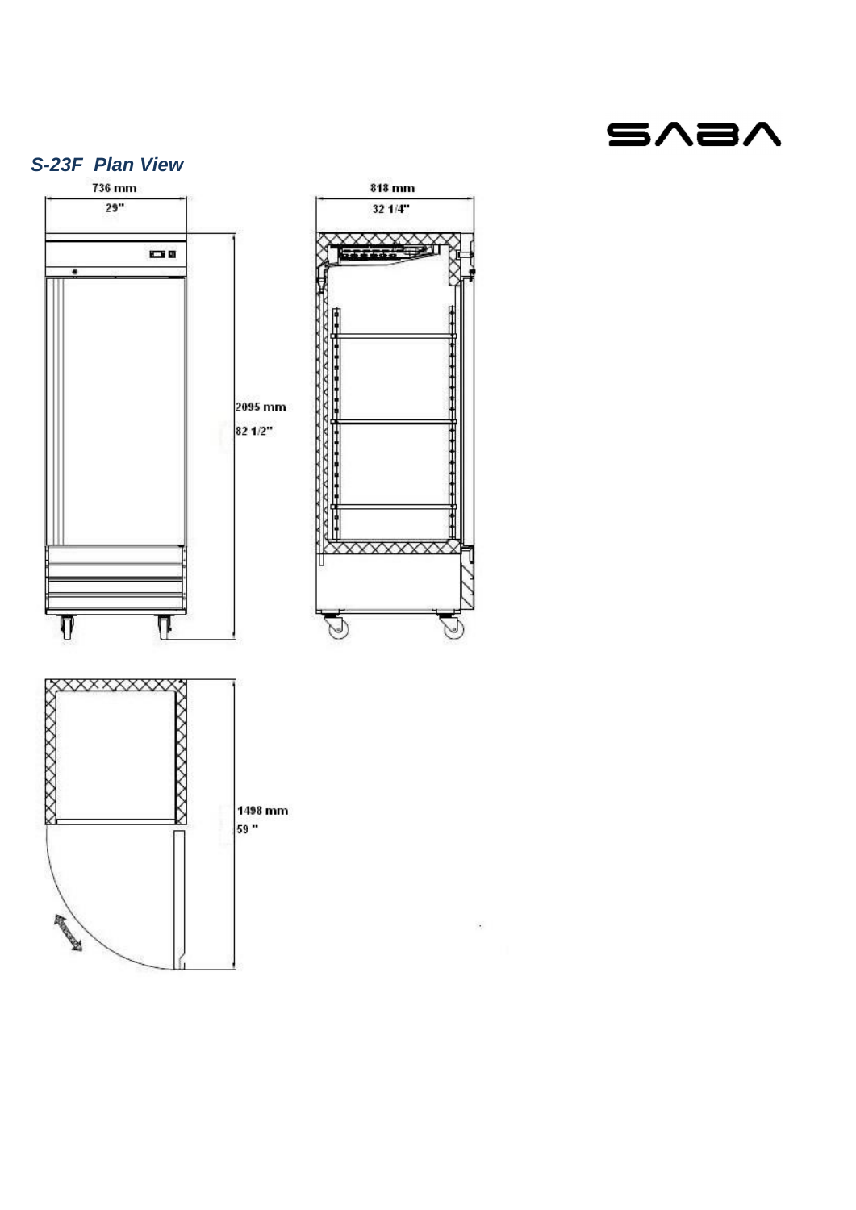## *S-23F Plan View*

736 mm

29"

818 mm

32 1/4"

2095 mm

82 1/2"

1498 mm

59 "